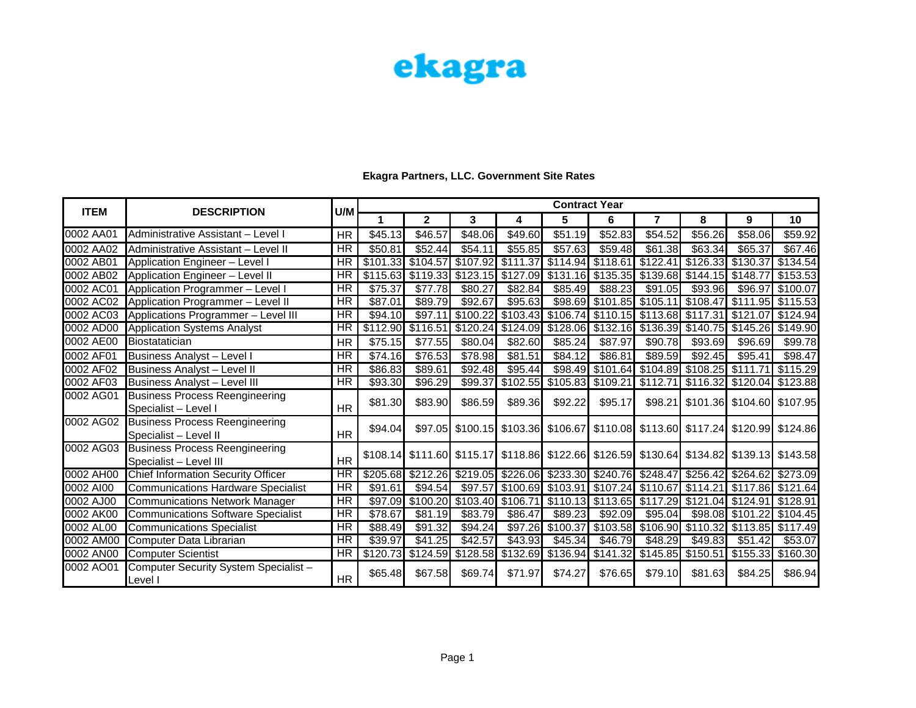ekagra

## Ekagra Partners, LLC. Government Site Rates

| ITEM | DESCRIPTION | U/M | Contract Year | | | | | | | | | |
|---|---|---|---|---|---|---|---|---|---|---|---|---|
| | | | 1 | 2 | 3 | 4 | 5 | 6 | 7 | 8 | 9 | 10 |
| 0002 AA01 | Administrative Assistant – Level I | HR | $45.13 | $46.57 | $48.06 | $49.60 | $51.19 | $52.83 | $54.52 | $56.26 | $58.06 | $59.92 |
| 0002 AA02 | Administrative Assistant – Level II | HR | $50.81 | $52.44 | $54.11 | $55.85 | $57.63 | $59.48 | $61.38 | $63.34 | $65.37 | $67.46 |
| 0002 AB01 | Application Engineer – Level I | HR | $101.33 | $104.57 | $107.92 | $111.37 | $114.94 | $118.61 | $122.41 | $126.33 | $130.37 | $134.54 |
| 0002 AB02 | Application Engineer – Level II | HR | $115.63 | $119.33 | $123.15 | $127.09 | $131.16 | $135.35 | $139.68 | $144.15 | $148.77 | $153.53 |
| 0002 AC01 | Application Programmer – Level I | HR | $75.37 | $77.78 | $80.27 | $82.84 | $85.49 | $88.23 | $91.05 | $93.96 | $96.97 | $100.07 |
| 0002 AC02 | Application Programmer – Level II | HR | $87.01 | $89.79 | $92.67 | $95.63 | $98.69 | $101.85 | $105.11 | $108.47 | $111.95 | $115.53 |
| 0002 AC03 | Applications Programmer – Level III | HR | $94.10 | $97.11 | $100.22 | $103.43 | $106.74 | $110.15 | $113.68 | $117.31 | $121.07 | $124.94 |
| 0002 AD00 | Application Systems Analyst | HR | $112.90 | $116.51 | $120.24 | $124.09 | $128.06 | $132.16 | $136.39 | $140.75 | $145.26 | $149.90 |
| 0002 AE00 | Biostatatician | HR | $75.15 | $77.55 | $80.04 | $82.60 | $85.24 | $87.97 | $90.78 | $93.69 | $96.69 | $99.78 |
| 0002 AF01 | Business Analyst – Level I | HR | $74.16 | $76.53 | $78.98 | $81.51 | $84.12 | $86.81 | $89.59 | $92.45 | $95.41 | $98.47 |
| 0002 AF02 | Business Analyst – Level II | HR | $86.83 | $89.61 | $92.48 | $95.44 | $98.49 | $101.64 | $104.89 | $108.25 | $111.71 | $115.29 |
| 0002 AF03 | Business Analyst – Level III | HR | $93.30 | $96.29 | $99.37 | $102.55 | $105.83 | $109.21 | $112.71 | $116.32 | $120.04 | $123.88 |
| 0002 AG01 | Business Process Reengineering Specialist – Level I | HR | $81.30 | $83.90 | $86.59 | $89.36 | $92.22 | $95.17 | $98.21 | $101.36 | $104.60 | $107.95 |
| 0002 AG02 | Business Process Reengineering Specialist – Level II | HR | $94.04 | $97.05 | $100.15 | $103.36 | $106.67 | $110.08 | $113.60 | $117.24 | $120.99 | $124.86 |
| 0002 AG03 | Business Process Reengineering Specialist – Level III | HR | $108.14 | $111.60 | $115.17 | $118.86 | $122.66 | $126.59 | $130.64 | $134.82 | $139.13 | $143.58 |
| 0002 AH00 | Chief Information Security Officer | HR | $205.68 | $212.26 | $219.05 | $226.06 | $233.30 | $240.76 | $248.47 | $256.42 | $264.62 | $273.09 |
| 0002 AI00 | Communications Hardware Specialist | HR | $91.61 | $94.54 | $97.57 | $100.69 | $103.91 | $107.24 | $110.67 | $114.21 | $117.86 | $121.64 |
| 0002 AJ00 | Communications Network Manager | HR | $97.09 | $100.20 | $103.40 | $106.71 | $110.13 | $113.65 | $117.29 | $121.04 | $124.91 | $128.91 |
| 0002 AK00 | Communications Software Specialist | HR | $78.67 | $81.19 | $83.79 | $86.47 | $89.23 | $92.09 | $95.04 | $98.08 | $101.22 | $104.45 |
| 0002 AL00 | Communications Specialist | HR | $88.49 | $91.32 | $94.24 | $97.26 | $100.37 | $103.58 | $106.90 | $110.32 | $113.85 | $117.49 |
| 0002 AM00 | Computer Data Librarian | HR | $39.97 | $41.25 | $42.57 | $43.93 | $45.34 | $46.79 | $48.29 | $49.83 | $51.42 | $53.07 |
| 0002 AN00 | Computer Scientist | HR | $120.73 | $124.59 | $128.58 | $132.69 | $136.94 | $141.32 | $145.85 | $150.51 | $155.33 | $160.30 |
| 0002 AO01 | Computer Security System Specialist – Level I | HR | $65.48 | $67.58 | $69.74 | $71.97 | $74.27 | $76.65 | $79.10 | $81.63 | $84.25 | $86.94 |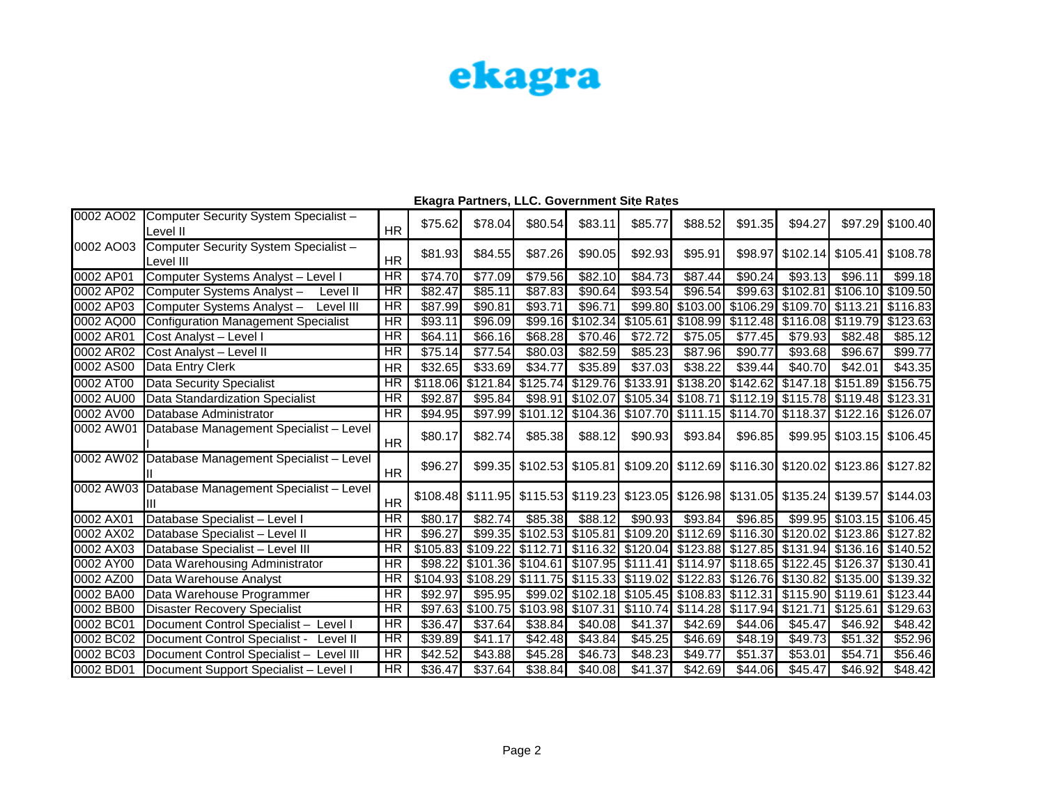ekagra

**Ekagra Partners, LLC. Government Site Rates**

| | | | | | | | | | | | | |
|---|---|---|---|---|---|---|---|---|---|---|---|---|
| 0002 AO02 | Computer Security System Specialist – Level II | HR | $75.62 | $78.04 | $80.54 | $83.11 | $85.77 | $88.52 | $91.35 | $94.27 | $97.29 | $100.40 |
| 0002 AO03 | Computer Security System Specialist – Level III | HR | $81.93 | $84.55 | $87.26 | $90.05 | $92.93 | $95.91 | $98.97 | $102.14 | $105.41 | $108.78 |
| 0002 AP01 | Computer Systems Analyst – Level I | HR | $74.70 | $77.09 | $79.56 | $82.10 | $84.73 | $87.44 | $90.24 | $93.13 | $96.11 | $99.18 |
| 0002 AP02 | Computer Systems Analyst – Level II | HR | $82.47 | $85.11 | $87.83 | $90.64 | $93.54 | $96.54 | $99.63 | $102.81 | $106.10 | $109.50 |
| 0002 AP03 | Computer Systems Analyst – Level III | HR | $87.99 | $90.81 | $93.71 | $96.71 | $99.80 | $103.00 | $106.29 | $109.70 | $113.21 | $116.83 |
| 0002 AQ00 | Configuration Management Specialist | HR | $93.11 | $96.09 | $99.16 | $102.34 | $105.61 | $108.99 | $112.48 | $116.08 | $119.79 | $123.63 |
| 0002 AR01 | Cost Analyst – Level I | HR | $64.11 | $66.16 | $68.28 | $70.46 | $72.72 | $75.05 | $77.45 | $79.93 | $82.48 | $85.12 |
| 0002 AR02 | Cost Analyst – Level II | HR | $75.14 | $77.54 | $80.03 | $82.59 | $85.23 | $87.96 | $90.77 | $93.68 | $96.67 | $99.77 |
| 0002 AS00 | Data Entry Clerk | HR | $32.65 | $33.69 | $34.77 | $35.89 | $37.03 | $38.22 | $39.44 | $40.70 | $42.01 | $43.35 |
| 0002 AT00 | Data Security Specialist | HR | $118.06 | $121.84 | $125.74 | $129.76 | $133.91 | $138.20 | $142.62 | $147.18 | $151.89 | $156.75 |
| 0002 AU00 | Data Standardization Specialist | HR | $92.87 | $95.84 | $98.91 | $102.07 | $105.34 | $108.71 | $112.19 | $115.78 | $119.48 | $123.31 |
| 0002 AV00 | Database Administrator | HR | $94.95 | $97.99 | $101.12 | $104.36 | $107.70 | $111.15 | $114.70 | $118.37 | $122.16 | $126.07 |
| 0002 AW01 | Database Management Specialist – Level I | HR | $80.17 | $82.74 | $85.38 | $88.12 | $90.93 | $93.84 | $96.85 | $99.95 | $103.15 | $106.45 |
| 0002 AW02 | Database Management Specialist – Level II | HR | $96.27 | $99.35 | $102.53 | $105.81 | $109.20 | $112.69 | $116.30 | $120.02 | $123.86 | $127.82 |
| 0002 AW03 | Database Management Specialist – Level III | HR | $108.48 | $111.95 | $115.53 | $119.23 | $123.05 | $126.98 | $131.05 | $135.24 | $139.57 | $144.03 |
| 0002 AX01 | Database Specialist – Level I | HR | $80.17 | $82.74 | $85.38 | $88.12 | $90.93 | $93.84 | $96.85 | $99.95 | $103.15 | $106.45 |
| 0002 AX02 | Database Specialist – Level II | HR | $96.27 | $99.35 | $102.53 | $105.81 | $109.20 | $112.69 | $116.30 | $120.02 | $123.86 | $127.82 |
| 0002 AX03 | Database Specialist – Level III | HR | $105.83 | $109.22 | $112.71 | $116.32 | $120.04 | $123.88 | $127.85 | $131.94 | $136.16 | $140.52 |
| 0002 AY00 | Data Warehousing Administrator | HR | $98.22 | $101.36 | $104.61 | $107.95 | $111.41 | $114.97 | $118.65 | $122.45 | $126.37 | $130.41 |
| 0002 AZ00 | Data Warehouse Analyst | HR | $104.93 | $108.29 | $111.75 | $115.33 | $119.02 | $122.83 | $126.76 | $130.82 | $135.00 | $139.32 |
| 0002 BA00 | Data Warehouse Programmer | HR | $92.97 | $95.95 | $99.02 | $102.18 | $105.45 | $108.83 | $112.31 | $115.90 | $119.61 | $123.44 |
| 0002 BB00 | Disaster Recovery Specialist | HR | $97.63 | $100.75 | $103.98 | $107.31 | $110.74 | $114.28 | $117.94 | $121.71 | $125.61 | $129.63 |
| 0002 BC01 | Document Control Specialist – Level I | HR | $36.47 | $37.64 | $38.84 | $40.08 | $41.37 | $42.69 | $44.06 | $45.47 | $46.92 | $48.42 |
| 0002 BC02 | Document Control Specialist - Level II | HR | $39.89 | $41.17 | $42.48 | $43.84 | $45.25 | $46.69 | $48.19 | $49.73 | $51.32 | $52.96 |
| 0002 BC03 | Document Control Specialist – Level III | HR | $42.52 | $43.88 | $45.28 | $46.73 | $48.23 | $49.77 | $51.37 | $53.01 | $54.71 | $56.46 |
| 0002 BD01 | Document Support Specialist – Level I | HR | $36.47 | $37.64 | $38.84 | $40.08 | $41.37 | $42.69 | $44.06 | $45.47 | $46.92 | $48.42 |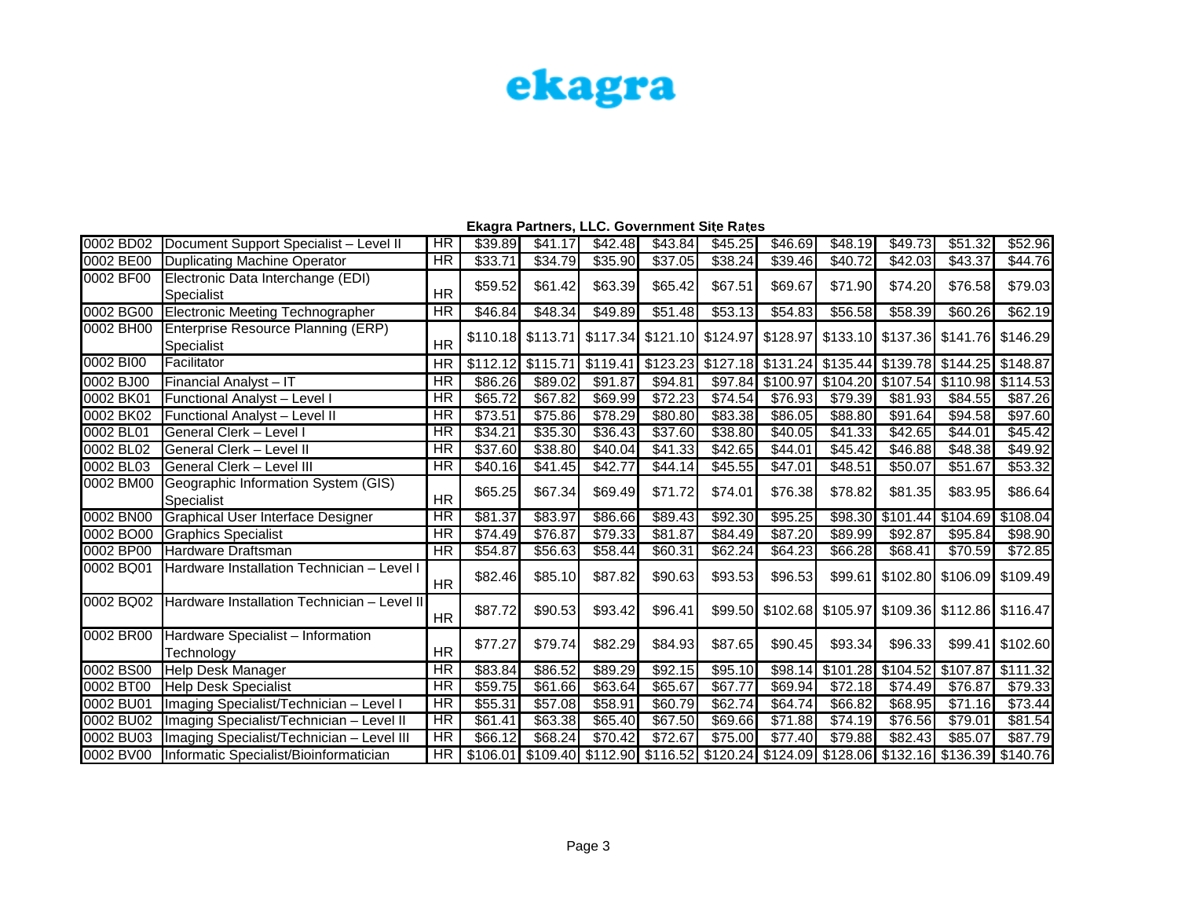ekagra

**Ekagra Partners, LLC. Government Site Rates**

| | | | | | | | | | | | | |
|---|---|---|---|---|---|---|---|---|---|---|---|---|
| 0002 BD02 | Document Support Specialist – Level II | HR | $39.89 | $41.17 | $42.48 | $43.84 | $45.25 | $46.69 | $48.19 | $49.73 | $51.32 | $52.96 |
| 0002 BE00 | Duplicating Machine Operator | HR | $33.71 | $34.79 | $35.90 | $37.05 | $38.24 | $39.46 | $40.72 | $42.03 | $43.37 | $44.76 |
| 0002 BF00 | Electronic Data Interchange (EDI) Specialist | HR | $59.52 | $61.42 | $63.39 | $65.42 | $67.51 | $69.67 | $71.90 | $74.20 | $76.58 | $79.03 |
| 0002 BG00 | Electronic Meeting Technographer | HR | $46.84 | $48.34 | $49.89 | $51.48 | $53.13 | $54.83 | $56.58 | $58.39 | $60.26 | $62.19 |
| 0002 BH00 | Enterprise Resource Planning (ERP) Specialist | HR | $110.18 | $113.71 | $117.34 | $121.10 | $124.97 | $128.97 | $133.10 | $137.36 | $141.76 | $146.29 |
| 0002 BI00 | Facilitator | HR | $112.12 | $115.71 | $119.41 | $123.23 | $127.18 | $131.24 | $135.44 | $139.78 | $144.25 | $148.87 |
| 0002 BJ00 | Financial Analyst – IT | HR | $86.26 | $89.02 | $91.87 | $94.81 | $97.84 | $100.97 | $104.20 | $107.54 | $110.98 | $114.53 |
| 0002 BK01 | Functional Analyst – Level I | HR | $65.72 | $67.82 | $69.99 | $72.23 | $74.54 | $76.93 | $79.39 | $81.93 | $84.55 | $87.26 |
| 0002 BK02 | Functional Analyst – Level II | HR | $73.51 | $75.86 | $78.29 | $80.80 | $83.38 | $86.05 | $88.80 | $91.64 | $94.58 | $97.60 |
| 0002 BL01 | General Clerk – Level I | HR | $34.21 | $35.30 | $36.43 | $37.60 | $38.80 | $40.05 | $41.33 | $42.65 | $44.01 | $45.42 |
| 0002 BL02 | General Clerk – Level II | HR | $37.60 | $38.80 | $40.04 | $41.33 | $42.65 | $44.01 | $45.42 | $46.88 | $48.38 | $49.92 |
| 0002 BL03 | General Clerk – Level III | HR | $40.16 | $41.45 | $42.77 | $44.14 | $45.55 | $47.01 | $48.51 | $50.07 | $51.67 | $53.32 |
| 0002 BM00 | Geographic Information System (GIS) Specialist | HR | $65.25 | $67.34 | $69.49 | $71.72 | $74.01 | $76.38 | $78.82 | $81.35 | $83.95 | $86.64 |
| 0002 BN00 | Graphical User Interface Designer | HR | $81.37 | $83.97 | $86.66 | $89.43 | $92.30 | $95.25 | $98.30 | $101.44 | $104.69 | $108.04 |
| 0002 BO00 | Graphics Specialist | HR | $74.49 | $76.87 | $79.33 | $81.87 | $84.49 | $87.20 | $89.99 | $92.87 | $95.84 | $98.90 |
| 0002 BP00 | Hardware Draftsman | HR | $54.87 | $56.63 | $58.44 | $60.31 | $62.24 | $64.23 | $66.28 | $68.41 | $70.59 | $72.85 |
| 0002 BQ01 | Hardware Installation Technician – Level I | HR | $82.46 | $85.10 | $87.82 | $90.63 | $93.53 | $96.53 | $99.61 | $102.80 | $106.09 | $109.49 |
| 0002 BQ02 | Hardware Installation Technician – Level II | HR | $87.72 | $90.53 | $93.42 | $96.41 | $99.50 | $102.68 | $105.97 | $109.36 | $112.86 | $116.47 |
| 0002 BR00 | Hardware Specialist – Information Technology | HR | $77.27 | $79.74 | $82.29 | $84.93 | $87.65 | $90.45 | $93.34 | $96.33 | $99.41 | $102.60 |
| 0002 BS00 | Help Desk Manager | HR | $83.84 | $86.52 | $89.29 | $92.15 | $95.10 | $98.14 | $101.28 | $104.52 | $107.87 | $111.32 |
| 0002 BT00 | Help Desk Specialist | HR | $59.75 | $61.66 | $63.64 | $65.67 | $67.77 | $69.94 | $72.18 | $74.49 | $76.87 | $79.33 |
| 0002 BU01 | Imaging Specialist/Technician – Level I | HR | $55.31 | $57.08 | $58.91 | $60.79 | $62.74 | $64.74 | $66.82 | $68.95 | $71.16 | $73.44 |
| 0002 BU02 | Imaging Specialist/Technician – Level II | HR | $61.41 | $63.38 | $65.40 | $67.50 | $69.66 | $71.88 | $74.19 | $76.56 | $79.01 | $81.54 |
| 0002 BU03 | Imaging Specialist/Technician – Level III | HR | $66.12 | $68.24 | $70.42 | $72.67 | $75.00 | $77.40 | $79.88 | $82.43 | $85.07 | $87.79 |
| 0002 BV00 | Informatic Specialist/Bioinformatician | HR | $106.01 | $109.40 | $112.90 | $116.52 | $120.24 | $124.09 | $128.06 | $132.16 | $136.39 | $140.76 |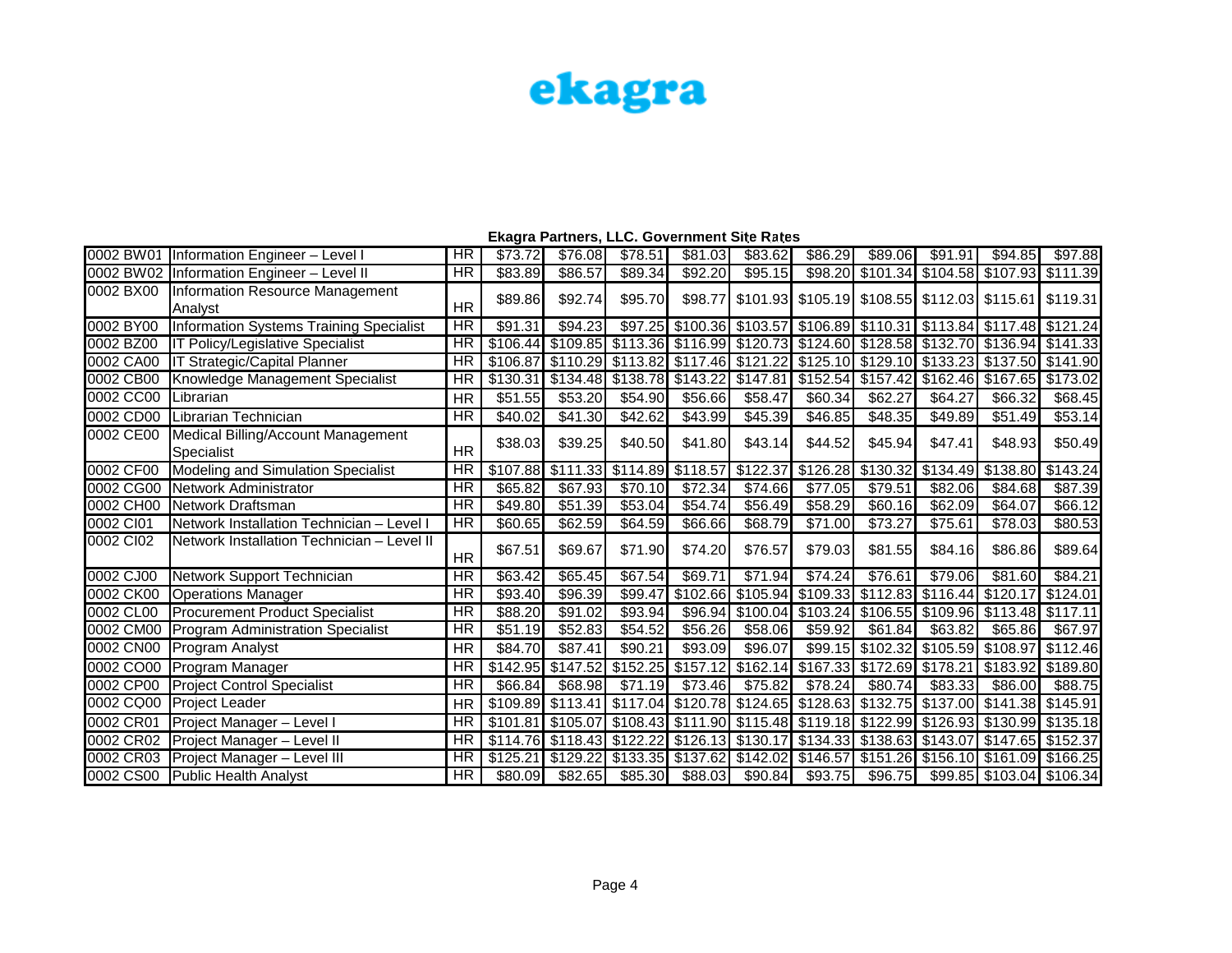ekagra

**Ekagra Partners, LLC. Government Site Rates**

| | | | | | | | | | | | | |
|---|---|---|---|---|---|---|---|---|---|---|---|---|
| 0002 BW01 | Information Engineer – Level I | HR | $73.72 | $76.08 | $78.51 | $81.03 | $83.62 | $86.29 | $89.06 | $91.91 | $94.85 | $97.88 |
| 0002 BW02 | Information Engineer – Level II | HR | $83.89 | $86.57 | $89.34 | $92.20 | $95.15 | $98.20 | $101.34 | $104.58 | $107.93 | $111.39 |
| 0002 BX00 | Information Resource Management Analyst | HR | $89.86 | $92.74 | $95.70 | $98.77 | $101.93 | $105.19 | $108.55 | $112.03 | $115.61 | $119.31 |
| 0002 BY00 | Information Systems Training Specialist | HR | $91.31 | $94.23 | $97.25 | $100.36 | $103.57 | $106.89 | $110.31 | $113.84 | $117.48 | $121.24 |
| 0002 BZ00 | IT Policy/Legislative Specialist | HR | $106.44 | $109.85 | $113.36 | $116.99 | $120.73 | $124.60 | $128.58 | $132.70 | $136.94 | $141.33 |
| 0002 CA00 | IT Strategic/Capital Planner | HR | $106.87 | $110.29 | $113.82 | $117.46 | $121.22 | $125.10 | $129.10 | $133.23 | $137.50 | $141.90 |
| 0002 CB00 | Knowledge Management Specialist | HR | $130.31 | $134.48 | $138.78 | $143.22 | $147.81 | $152.54 | $157.42 | $162.46 | $167.65 | $173.02 |
| 0002 CC00 | Librarian | HR | $51.55 | $53.20 | $54.90 | $56.66 | $58.47 | $60.34 | $62.27 | $64.27 | $66.32 | $68.45 |
| 0002 CD00 | Librarian Technician | HR | $40.02 | $41.30 | $42.62 | $43.99 | $45.39 | $46.85 | $48.35 | $49.89 | $51.49 | $53.14 |
| 0002 CE00 | Medical Billing/Account Management Specialist | HR | $38.03 | $39.25 | $40.50 | $41.80 | $43.14 | $44.52 | $45.94 | $47.41 | $48.93 | $50.49 |
| 0002 CF00 | Modeling and Simulation Specialist | HR | $107.88 | $111.33 | $114.89 | $118.57 | $122.37 | $126.28 | $130.32 | $134.49 | $138.80 | $143.24 |
| 0002 CG00 | Network Administrator | HR | $65.82 | $67.93 | $70.10 | $72.34 | $74.66 | $77.05 | $79.51 | $82.06 | $84.68 | $87.39 |
| 0002 CH00 | Network Draftsman | HR | $49.80 | $51.39 | $53.04 | $54.74 | $56.49 | $58.29 | $60.16 | $62.09 | $64.07 | $66.12 |
| 0002 CI01 | Network Installation Technician – Level I | HR | $60.65 | $62.59 | $64.59 | $66.66 | $68.79 | $71.00 | $73.27 | $75.61 | $78.03 | $80.53 |
| 0002 CI02 | Network Installation Technician – Level II | HR | $67.51 | $69.67 | $71.90 | $74.20 | $76.57 | $79.03 | $81.55 | $84.16 | $86.86 | $89.64 |
| 0002 CJ00 | Network Support Technician | HR | $63.42 | $65.45 | $67.54 | $69.71 | $71.94 | $74.24 | $76.61 | $79.06 | $81.60 | $84.21 |
| 0002 CK00 | Operations Manager | HR | $93.40 | $96.39 | $99.47 | $102.66 | $105.94 | $109.33 | $112.83 | $116.44 | $120.17 | $124.01 |
| 0002 CL00 | Procurement Product Specialist | HR | $88.20 | $91.02 | $93.94 | $96.94 | $100.04 | $103.24 | $106.55 | $109.96 | $113.48 | $117.11 |
| 0002 CM00 | Program Administration Specialist | HR | $51.19 | $52.83 | $54.52 | $56.26 | $58.06 | $59.92 | $61.84 | $63.82 | $65.86 | $67.97 |
| 0002 CN00 | Program Analyst | HR | $84.70 | $87.41 | $90.21 | $93.09 | $96.07 | $99.15 | $102.32 | $105.59 | $108.97 | $112.46 |
| 0002 CO00 | Program Manager | HR | $142.95 | $147.52 | $152.25 | $157.12 | $162.14 | $167.33 | $172.69 | $178.21 | $183.92 | $189.80 |
| 0002 CP00 | Project Control Specialist | HR | $66.84 | $68.98 | $71.19 | $73.46 | $75.82 | $78.24 | $80.74 | $83.33 | $86.00 | $88.75 |
| 0002 CQ00 | Project Leader | HR | $109.89 | $113.41 | $117.04 | $120.78 | $124.65 | $128.63 | $132.75 | $137.00 | $141.38 | $145.91 |
| 0002 CR01 | Project Manager – Level I | HR | $101.81 | $105.07 | $108.43 | $111.90 | $115.48 | $119.18 | $122.99 | $126.93 | $130.99 | $135.18 |
| 0002 CR02 | Project Manager – Level II | HR | $114.76 | $118.43 | $122.22 | $126.13 | $130.17 | $134.33 | $138.63 | $143.07 | $147.65 | $152.37 |
| 0002 CR03 | Project Manager – Level III | HR | $125.21 | $129.22 | $133.35 | $137.62 | $142.02 | $146.57 | $151.26 | $156.10 | $161.09 | $166.25 |
| 0002 CS00 | Public Health Analyst | HR | $80.09 | $82.65 | $85.30 | $88.03 | $90.84 | $93.75 | $96.75 | $99.85 | $103.04 | $106.34 |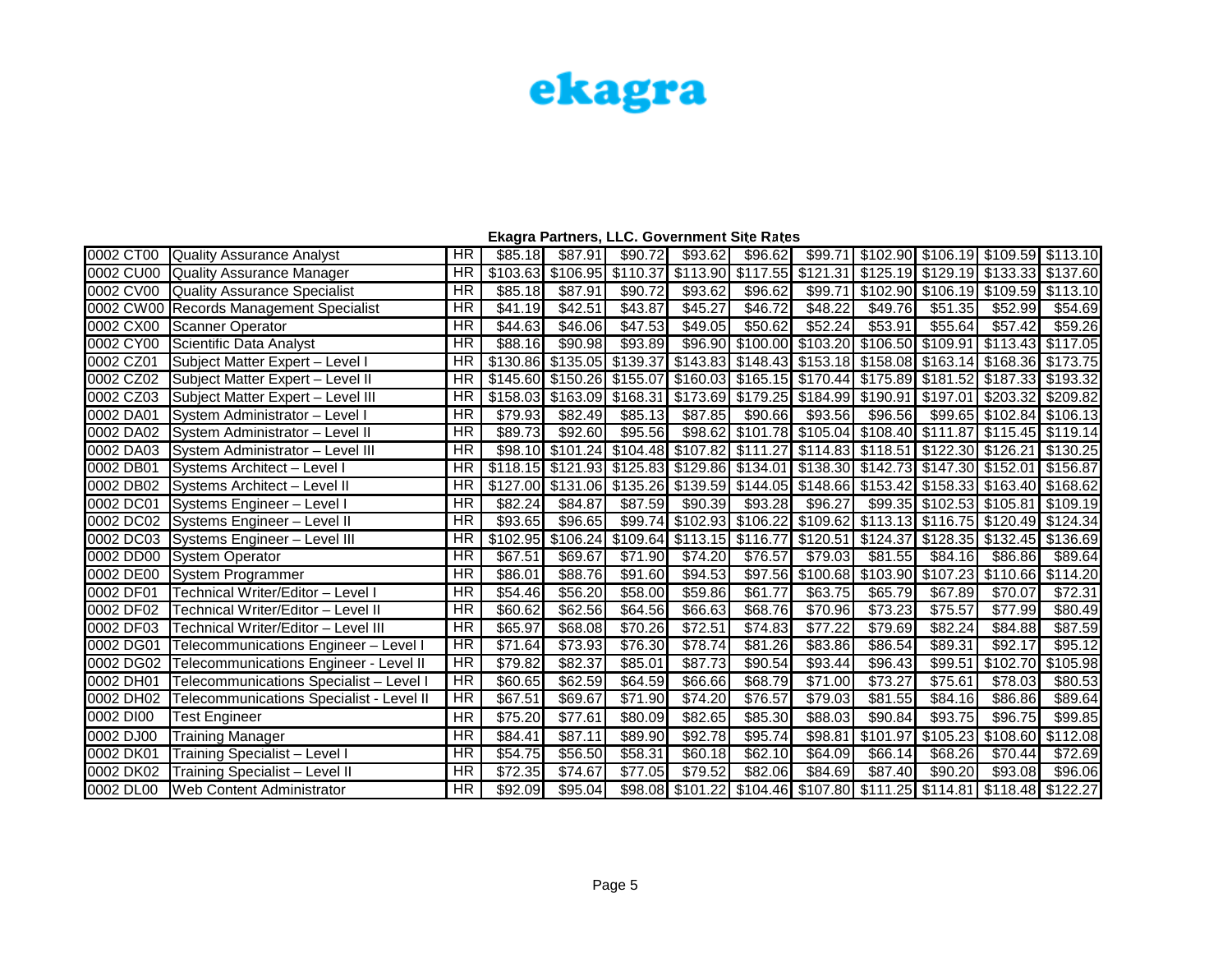ekagra

**Ekagra Partners, LLC. Government Site Rates**

| | | | | | | | | | | | | |
|---|---|---|---|---|---|---|---|---|---|---|---|---|
| 0002 CT00 | Quality Assurance Analyst | HR | $85.18 | $87.91 | $90.72 | $93.62 | $96.62 | $99.71 | $102.90 | $106.19 | $109.59 | $113.10 |
| 0002 CU00 | Quality Assurance Manager | HR | $103.63 | $106.95 | $110.37 | $113.90 | $117.55 | $121.31 | $125.19 | $129.19 | $133.33 | $137.60 |
| 0002 CV00 | Quality Assurance Specialist | HR | $85.18 | $87.91 | $90.72 | $93.62 | $96.62 | $99.71 | $102.90 | $106.19 | $109.59 | $113.10 |
| 0002 CW00 | Records Management Specialist | HR | $41.19 | $42.51 | $43.87 | $45.27 | $46.72 | $48.22 | $49.76 | $51.35 | $52.99 | $54.69 |
| 0002 CX00 | Scanner Operator | HR | $44.63 | $46.06 | $47.53 | $49.05 | $50.62 | $52.24 | $53.91 | $55.64 | $57.42 | $59.26 |
| 0002 CY00 | Scientific Data Analyst | HR | $88.16 | $90.98 | $93.89 | $96.90 | $100.00 | $103.20 | $106.50 | $109.91 | $113.43 | $117.05 |
| 0002 CZ01 | Subject Matter Expert – Level I | HR | $130.86 | $135.05 | $139.37 | $143.83 | $148.43 | $153.18 | $158.08 | $163.14 | $168.36 | $173.75 |
| 0002 CZ02 | Subject Matter Expert – Level II | HR | $145.60 | $150.26 | $155.07 | $160.03 | $165.15 | $170.44 | $175.89 | $181.52 | $187.33 | $193.32 |
| 0002 CZ03 | Subject Matter Expert – Level III | HR | $158.03 | $163.09 | $168.31 | $173.69 | $179.25 | $184.99 | $190.91 | $197.01 | $203.32 | $209.82 |
| 0002 DA01 | System Administrator – Level I | HR | $79.93 | $82.49 | $85.13 | $87.85 | $90.66 | $93.56 | $96.56 | $99.65 | $102.84 | $106.13 |
| 0002 DA02 | System Administrator – Level II | HR | $89.73 | $92.60 | $95.56 | $98.62 | $101.78 | $105.04 | $108.40 | $111.87 | $115.45 | $119.14 |
| 0002 DA03 | System Administrator – Level III | HR | $98.10 | $101.24 | $104.48 | $107.82 | $111.27 | $114.83 | $118.51 | $122.30 | $126.21 | $130.25 |
| 0002 DB01 | Systems Architect – Level I | HR | $118.15 | $121.93 | $125.83 | $129.86 | $134.01 | $138.30 | $142.73 | $147.30 | $152.01 | $156.87 |
| 0002 DB02 | Systems Architect – Level II | HR | $127.00 | $131.06 | $135.26 | $139.59 | $144.05 | $148.66 | $153.42 | $158.33 | $163.40 | $168.62 |
| 0002 DC01 | Systems Engineer – Level I | HR | $82.24 | $84.87 | $87.59 | $90.39 | $93.28 | $96.27 | $99.35 | $102.53 | $105.81 | $109.19 |
| 0002 DC02 | Systems Engineer – Level II | HR | $93.65 | $96.65 | $99.74 | $102.93 | $106.22 | $109.62 | $113.13 | $116.75 | $120.49 | $124.34 |
| 0002 DC03 | Systems Engineer – Level III | HR | $102.95 | $106.24 | $109.64 | $113.15 | $116.77 | $120.51 | $124.37 | $128.35 | $132.45 | $136.69 |
| 0002 DD00 | System Operator | HR | $67.51 | $69.67 | $71.90 | $74.20 | $76.57 | $79.03 | $81.55 | $84.16 | $86.86 | $89.64 |
| 0002 DE00 | System Programmer | HR | $86.01 | $88.76 | $91.60 | $94.53 | $97.56 | $100.68 | $103.90 | $107.23 | $110.66 | $114.20 |
| 0002 DF01 | Technical Writer/Editor – Level I | HR | $54.46 | $56.20 | $58.00 | $59.86 | $61.77 | $63.75 | $65.79 | $67.89 | $70.07 | $72.31 |
| 0002 DF02 | Technical Writer/Editor – Level II | HR | $60.62 | $62.56 | $64.56 | $66.63 | $68.76 | $70.96 | $73.23 | $75.57 | $77.99 | $80.49 |
| 0002 DF03 | Technical Writer/Editor – Level III | HR | $65.97 | $68.08 | $70.26 | $72.51 | $74.83 | $77.22 | $79.69 | $82.24 | $84.88 | $87.59 |
| 0002 DG01 | Telecommunications Engineer – Level I | HR | $71.64 | $73.93 | $76.30 | $78.74 | $81.26 | $83.86 | $86.54 | $89.31 | $92.17 | $95.12 |
| 0002 DG02 | Telecommunications Engineer - Level II | HR | $79.82 | $82.37 | $85.01 | $87.73 | $90.54 | $93.44 | $96.43 | $99.51 | $102.70 | $105.98 |
| 0002 DH01 | Telecommunications Specialist – Level I | HR | $60.65 | $62.59 | $64.59 | $66.66 | $68.79 | $71.00 | $73.27 | $75.61 | $78.03 | $80.53 |
| 0002 DH02 | Telecommunications Specialist - Level II | HR | $67.51 | $69.67 | $71.90 | $74.20 | $76.57 | $79.03 | $81.55 | $84.16 | $86.86 | $89.64 |
| 0002 DI00 | Test Engineer | HR | $75.20 | $77.61 | $80.09 | $82.65 | $85.30 | $88.03 | $90.84 | $93.75 | $96.75 | $99.85 |
| 0002 DJ00 | Training Manager | HR | $84.41 | $87.11 | $89.90 | $92.78 | $95.74 | $98.81 | $101.97 | $105.23 | $108.60 | $112.08 |
| 0002 DK01 | Training Specialist – Level I | HR | $54.75 | $56.50 | $58.31 | $60.18 | $62.10 | $64.09 | $66.14 | $68.26 | $70.44 | $72.69 |
| 0002 DK02 | Training Specialist – Level II | HR | $72.35 | $74.67 | $77.05 | $79.52 | $82.06 | $84.69 | $87.40 | $90.20 | $93.08 | $96.06 |
| 0002 DL00 | Web Content Administrator | HR | $92.09 | $95.04 | $98.08 | $101.22 | $104.46 | $107.80 | $111.25 | $114.81 | $118.48 | $122.27 |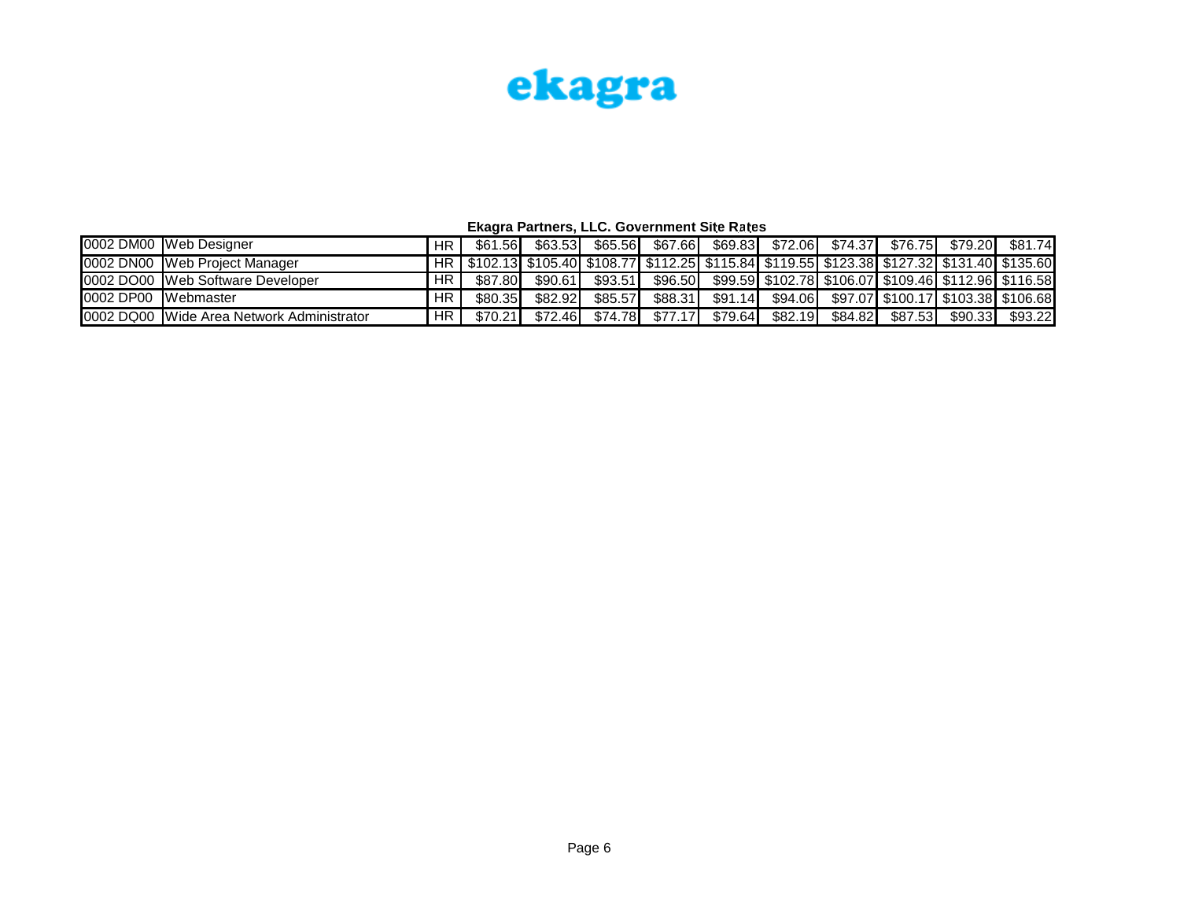ekagra

**Ekagra Partners, LLC. Government Site Rates**

| | | | | | | | | | | | | |
|---|---|---|---|---|---|---|---|---|---|---|---|---|
| 0002 DM00 | Web Designer | HR | $61.56 | $63.53 | $65.56 | $67.66 | $69.83 | $72.06 | $74.37 | $76.75 | $79.20 | $81.74 |
| 0002 DN00 | Web Project Manager | HR | $102.13 | $105.40 | $108.77 | $112.25 | $115.84 | $119.55 | $123.38 | $127.32 | $131.40 | $135.60 |
| 0002 DO00 | Web Software Developer | HR | $87.80 | $90.61 | $93.51 | $96.50 | $99.59 | $102.78 | $106.07 | $109.46 | $112.96 | $116.58 |
| 0002 DP00 | Webmaster | HR | $80.35 | $82.92 | $85.57 | $88.31 | $91.14 | $94.06 | $97.07 | $100.17 | $103.38 | $106.68 |
| 0002 DQ00 | Wide Area Network Administrator | HR | $70.21 | $72.46 | $74.78 | $77.17 | $79.64 | $82.19 | $84.82 | $87.53 | $90.33 | $93.22 |